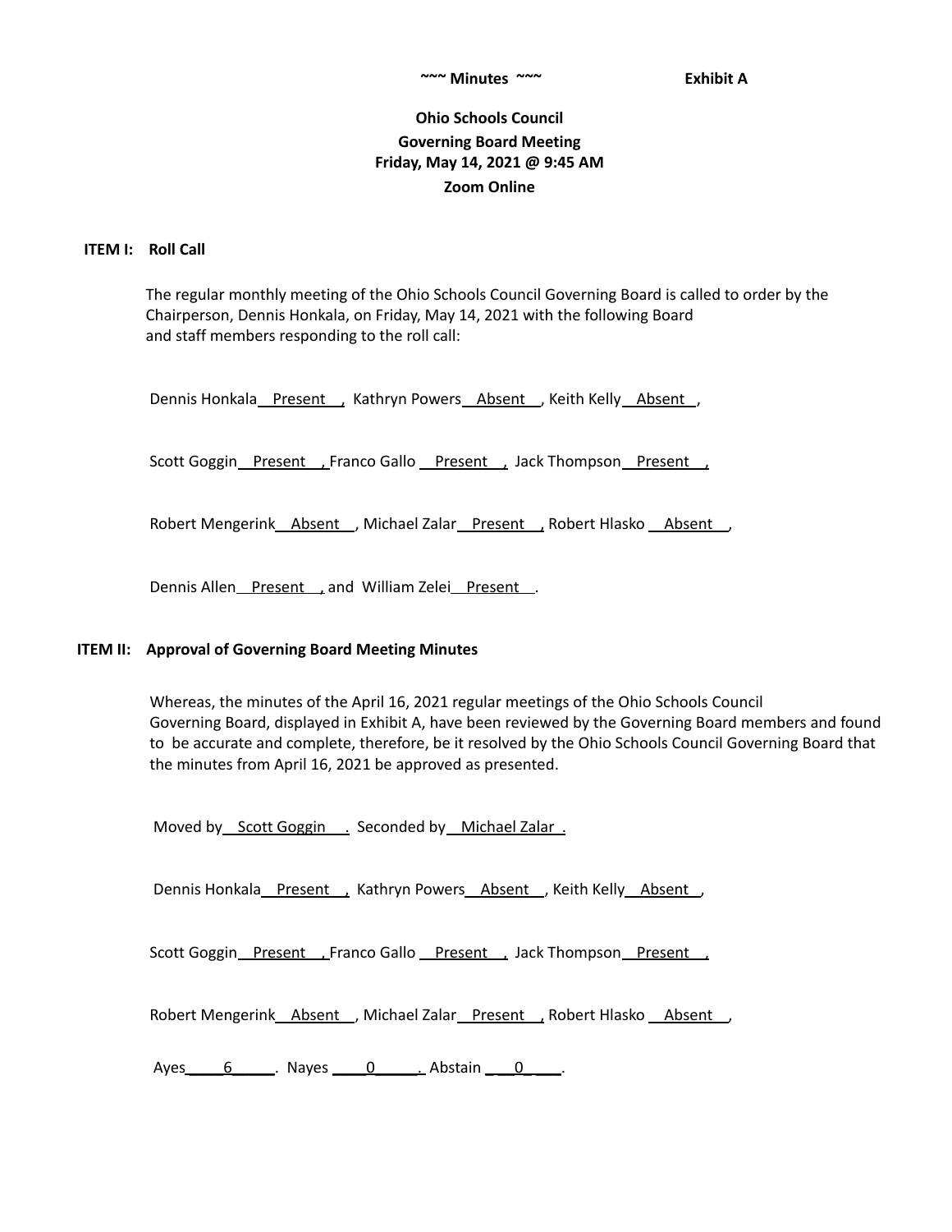~~~ Minutes ~~~ **Exhibit A**

**Ohio Schools Council**
**Governing Board Meeting**
**Friday, May 14, 2021 @ 9:45 AM**
**Zoom Online**

**ITEM I: Roll Call**

The regular monthly meeting of the Ohio Schools Council Governing Board is called to order by the Chairperson, Dennis Honkala, on Friday, May 14, 2021 with the following Board and staff members responding to the roll call:

Dennis Honkala Present, Kathryn Powers Absent, Keith Kelly Absent,

Scott Goggin Present, Franco Gallo Present, Jack Thompson Present,

Robert Mengerink Absent, Michael Zalar Present, Robert Hlasko Absent,

Dennis Allen Present, and William Zelei Present.

**ITEM II: Approval of Governing Board Meeting Minutes**

Whereas, the minutes of the April 16, 2021 regular meetings of the Ohio Schools Council Governing Board, displayed in Exhibit A, have been reviewed by the Governing Board members and found to be accurate and complete, therefore, be it resolved by the Ohio Schools Council Governing Board that the minutes from April 16, 2021 be approved as presented.

Moved by Scott Goggin. Seconded by Michael Zalar.

Dennis Honkala Present, Kathryn Powers Absent, Keith Kelly Absent,

Scott Goggin Present, Franco Gallo Present, Jack Thompson Present,

Robert Mengerink Absent, Michael Zalar Present, Robert Hlasko Absent,

Ayes 6. Nayes 0. Abstain 0.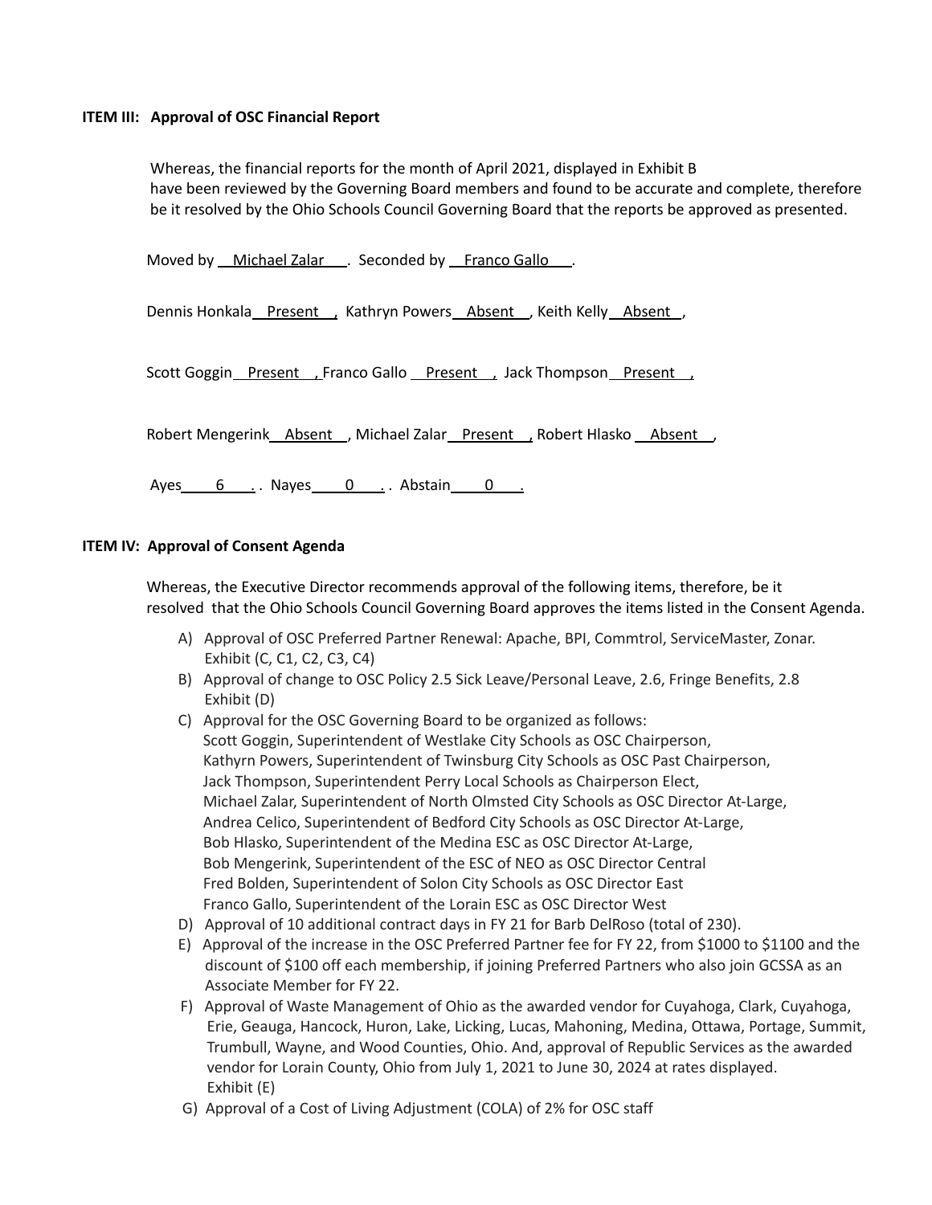**ITEM III: Approval of OSC Financial Report**

Whereas, the financial reports for the month of April 2021, displayed in Exhibit B have been reviewed by the Governing Board members and found to be accurate and complete, therefore be it resolved by the Ohio Schools Council Governing Board that the reports be approved as presented.

Moved by Michael Zalar. Seconded by Franco Gallo.

Dennis Honkala Present, Kathryn Powers Absent, Keith Kelly Absent,

Scott Goggin Present, Franco Gallo Present, Jack Thompson Present,

Robert Mengerink Absent, Michael Zalar Present, Robert Hlasko Absent,

Ayes 6. Nayes 0. Abstain 0.

**ITEM IV: Approval of Consent Agenda**

Whereas, the Executive Director recommends approval of the following items, therefore, be it resolved that the Ohio Schools Council Governing Board approves the items listed in the Consent Agenda.

A) Approval of OSC Preferred Partner Renewal: Apache, BPI, Commtrol, ServiceMaster, Zonar. Exhibit (C, C1, C2, C3, C4)

B) Approval of change to OSC Policy 2.5 Sick Leave/Personal Leave, 2.6, Fringe Benefits, 2.8 Exhibit (D)

C) Approval for the OSC Governing Board to be organized as follows:
Scott Goggin, Superintendent of Westlake City Schools as OSC Chairperson,
Kathyrn Powers, Superintendent of Twinsburg City Schools as OSC Past Chairperson,
Jack Thompson, Superintendent Perry Local Schools as Chairperson Elect,
Michael Zalar, Superintendent of North Olmsted City Schools as OSC Director At-Large,
Andrea Celico, Superintendent of Bedford City Schools as OSC Director At-Large,
Bob Hlasko, Superintendent of the Medina ESC as OSC Director At-Large,
Bob Mengerink, Superintendent of the ESC of NEO as OSC Director Central
Fred Bolden, Superintendent of Solon City Schools as OSC Director East
Franco Gallo, Superintendent of the Lorain ESC as OSC Director West

D) Approval of 10 additional contract days in FY 21 for Barb DelRoso (total of 230).

E) Approval of the increase in the OSC Preferred Partner fee for FY 22, from $1000 to $1100 and the discount of $100 off each membership, if joining Preferred Partners who also join GCSSA as an Associate Member for FY 22.

F) Approval of Waste Management of Ohio as the awarded vendor for Cuyahoga, Clark, Cuyahoga, Erie, Geauga, Hancock, Huron, Lake, Licking, Lucas, Mahoning, Medina, Ottawa, Portage, Summit, Trumbull, Wayne, and Wood Counties, Ohio. And, approval of Republic Services as the awarded vendor for Lorain County, Ohio from July 1, 2021 to June 30, 2024 at rates displayed. Exhibit (E)

G) Approval of a Cost of Living Adjustment (COLA) of 2% for OSC staff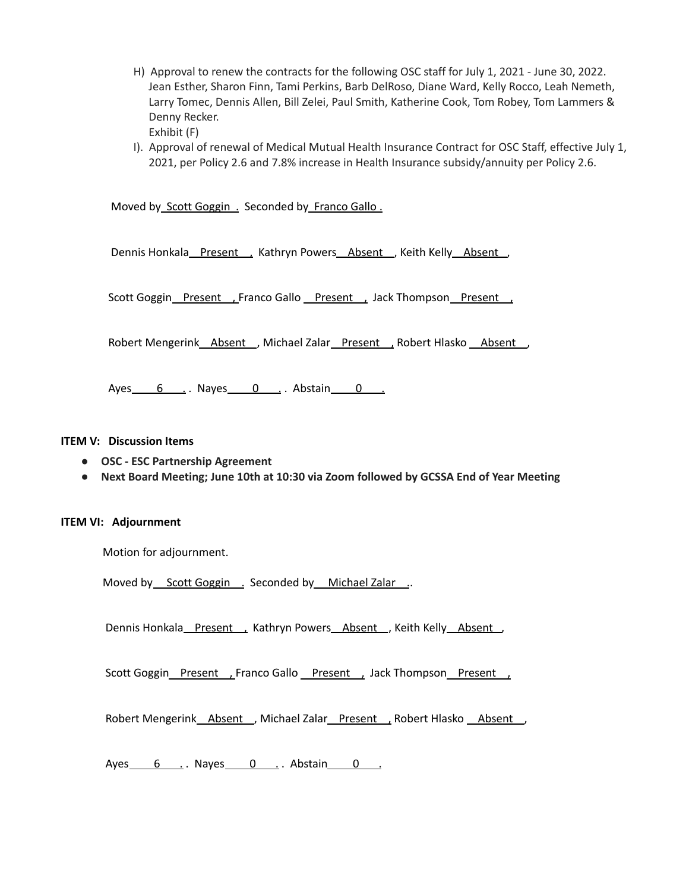H) Approval to renew the contracts for the following OSC staff for July 1, 2021 - June 30, 2022. Jean Esther, Sharon Finn, Tami Perkins, Barb DelRoso, Diane Ward, Kelly Rocco, Leah Nemeth, Larry Tomec, Dennis Allen, Bill Zelei, Paul Smith, Katherine Cook, Tom Robey, Tom Lammers & Denny Recker.
Exhibit (F)

I). Approval of renewal of Medical Mutual Health Insurance Contract for OSC Staff, effective July 1, 2021, per Policy 2.6 and 7.8% increase in Health Insurance subsidy/annuity per Policy 2.6.

Moved by Scott Goggin . Seconded by Franco Gallo .

Dennis Honkala Present , Kathryn Powers Absent , Keith Kelly Absent ,

Scott Goggin Present , Franco Gallo Present , Jack Thompson Present ,

Robert Mengerink Absent , Michael Zalar Present , Robert Hlasko Absent ,

Ayes 6 . Nayes 0 . Abstain 0 .

**ITEM V: Discussion Items**

- **OSC - ESC Partnership Agreement**
- **Next Board Meeting; June 10th at 10:30 via Zoom followed by GCSSA End of Year Meeting**

**ITEM VI: Adjournment**

Motion for adjournment.

Moved by Scott Goggin . Seconded by Michael Zalar .

Dennis Honkala Present , Kathryn Powers Absent , Keith Kelly Absent ,

Scott Goggin Present , Franco Gallo Present , Jack Thompson Present ,

Robert Mengerink Absent , Michael Zalar Present , Robert Hlasko Absent ,

Ayes 6 . Nayes 0 . Abstain 0 .